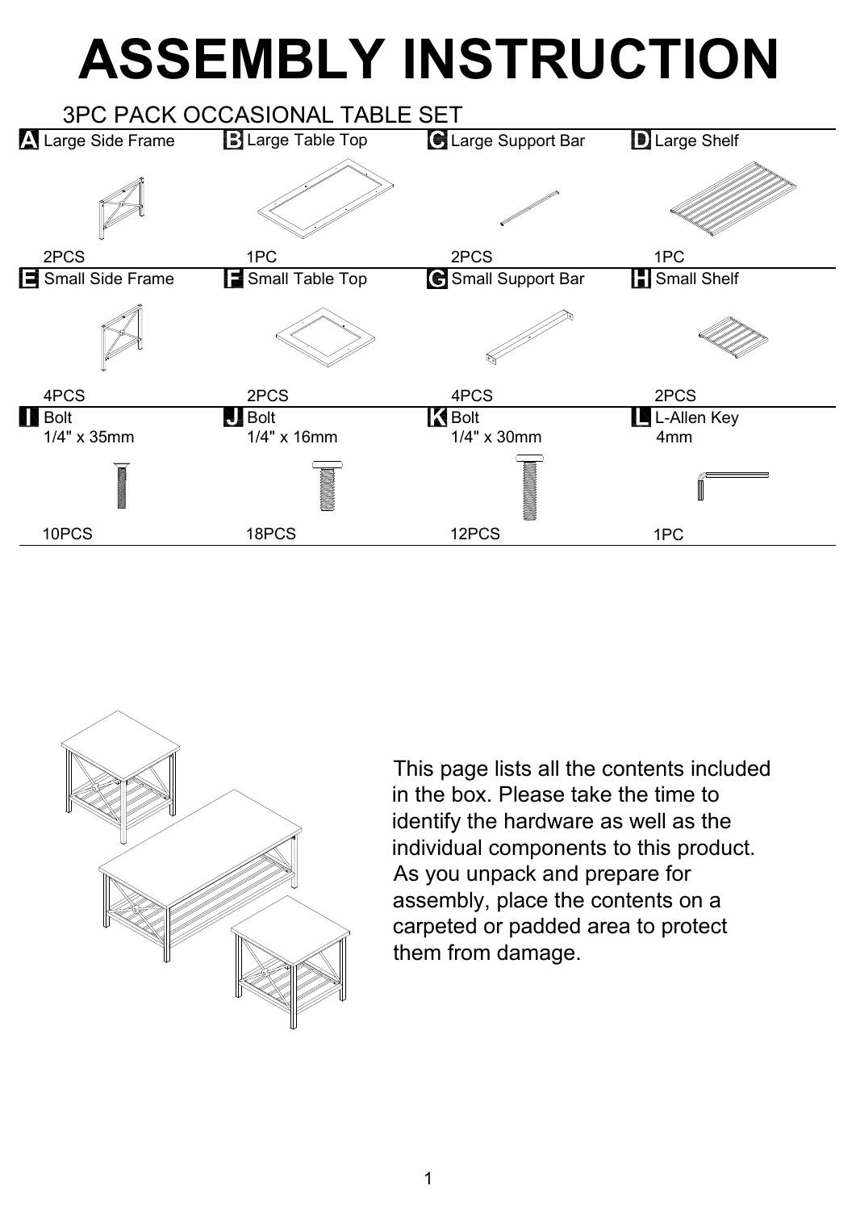# ASSEMBLY INSTRUCTION

## 3PC PACK OCCASIONAL TABLE SET

| | | | |
|---|---|---|---|
| **A** Large Side Frame | **B** Large Table Top | **C** Large Support Bar | **D** Large Shelf |
| 2PCS | 1PC | 2PCS | 1PC |
| **E** Small Side Frame | **F** Small Table Top | **G** Small Support Bar | **H** Small Shelf |
| 4PCS | 2PCS | 4PCS | 2PCS |
| **I** Bolt 1/4" x 35mm | **J** Bolt 1/4" x 16mm | **K** Bolt 1/4" x 30mm | **L** L-Allen Key 4mm |
| 10PCS | 18PCS | 12PCS | 1PC |

This page lists all the contents included in the box. Please take the time to identify the hardware as well as the individual components to this product. As you unpack and prepare for assembly, place the contents on a carpeted or padded area to protect them from damage.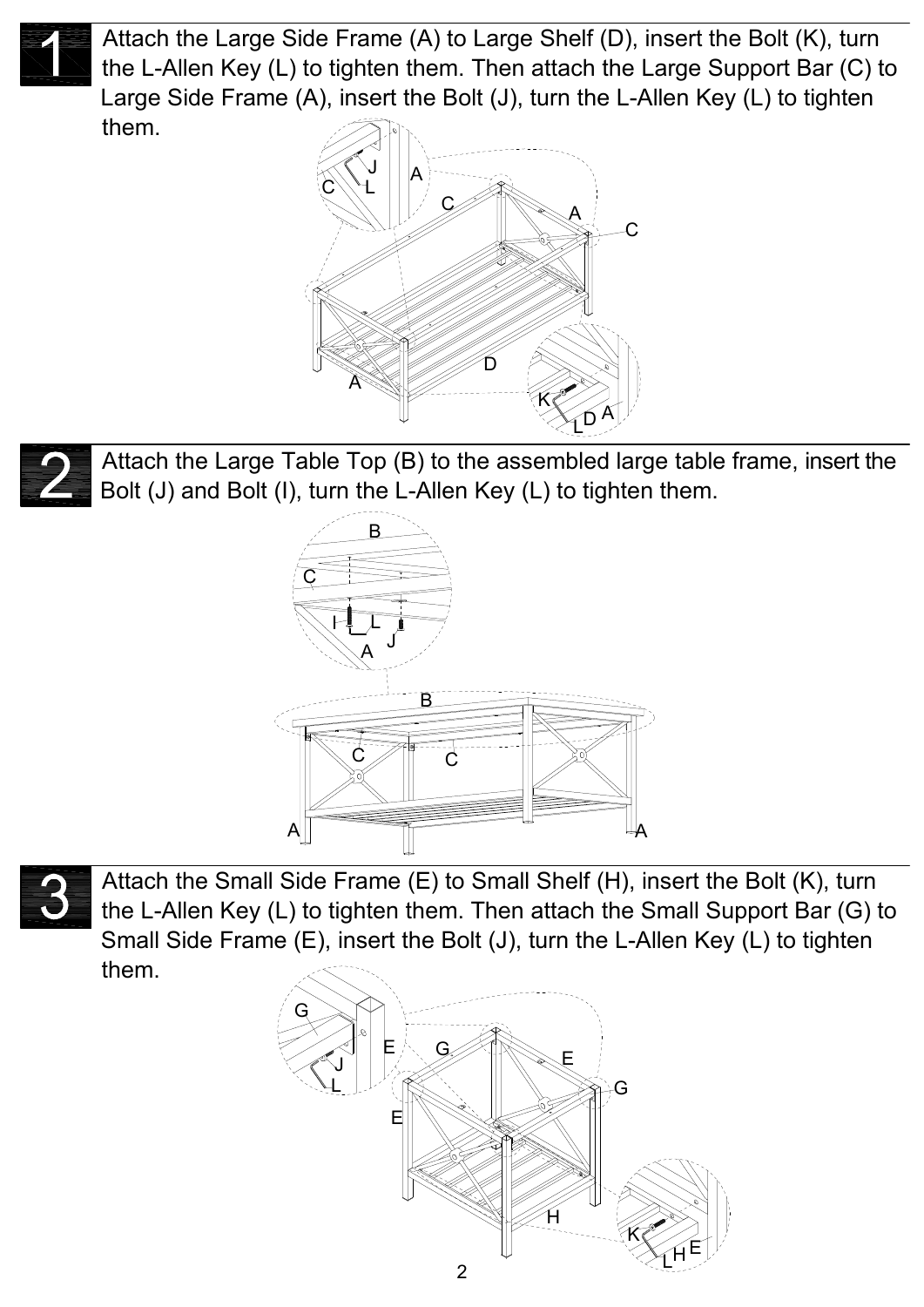**1** Attach the Large Side Frame (A) to Large Shelf (D), insert the Bolt (K), turn the L-Allen Key (L) to tighten them. Then attach the Large Support Bar (C) to Large Side Frame (A), insert the Bolt (J), turn the L-Allen Key (L) to tighten them.

**2** Attach the Large Table Top (B) to the assembled large table frame, insert the Bolt (J) and Bolt (I), turn the L-Allen Key (L) to tighten them.

**3** Attach the Small Side Frame (E) to Small Shelf (H), insert the Bolt (K), turn the L-Allen Key (L) to tighten them. Then attach the Small Support Bar (G) to Small Side Frame (E), insert the Bolt (J), turn the L-Allen Key (L) to tighten them.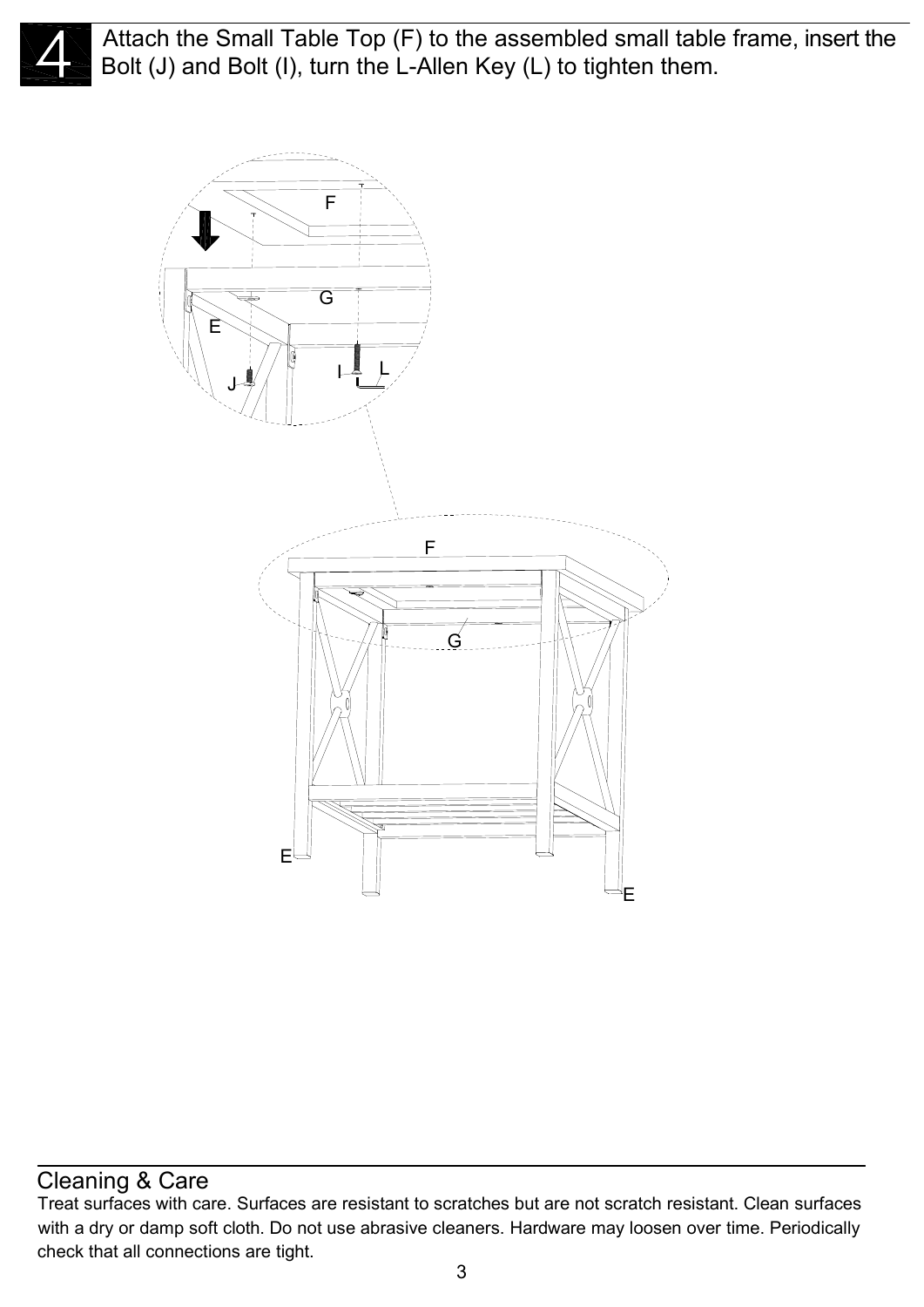## 4

Attach the Small Table Top (F) to the assembled small table frame, insert the Bolt (J) and Bolt (I), turn the L-Allen Key (L) to tighten them.

F

G

E

J

I

L

F

G

E

E

## Cleaning & Care

Treat surfaces with care. Surfaces are resistant to scratches but are not scratch resistant. Clean surfaces with a dry or damp soft cloth. Do not use abrasive cleaners. Hardware may loosen over time. Periodically check that all connections are tight.